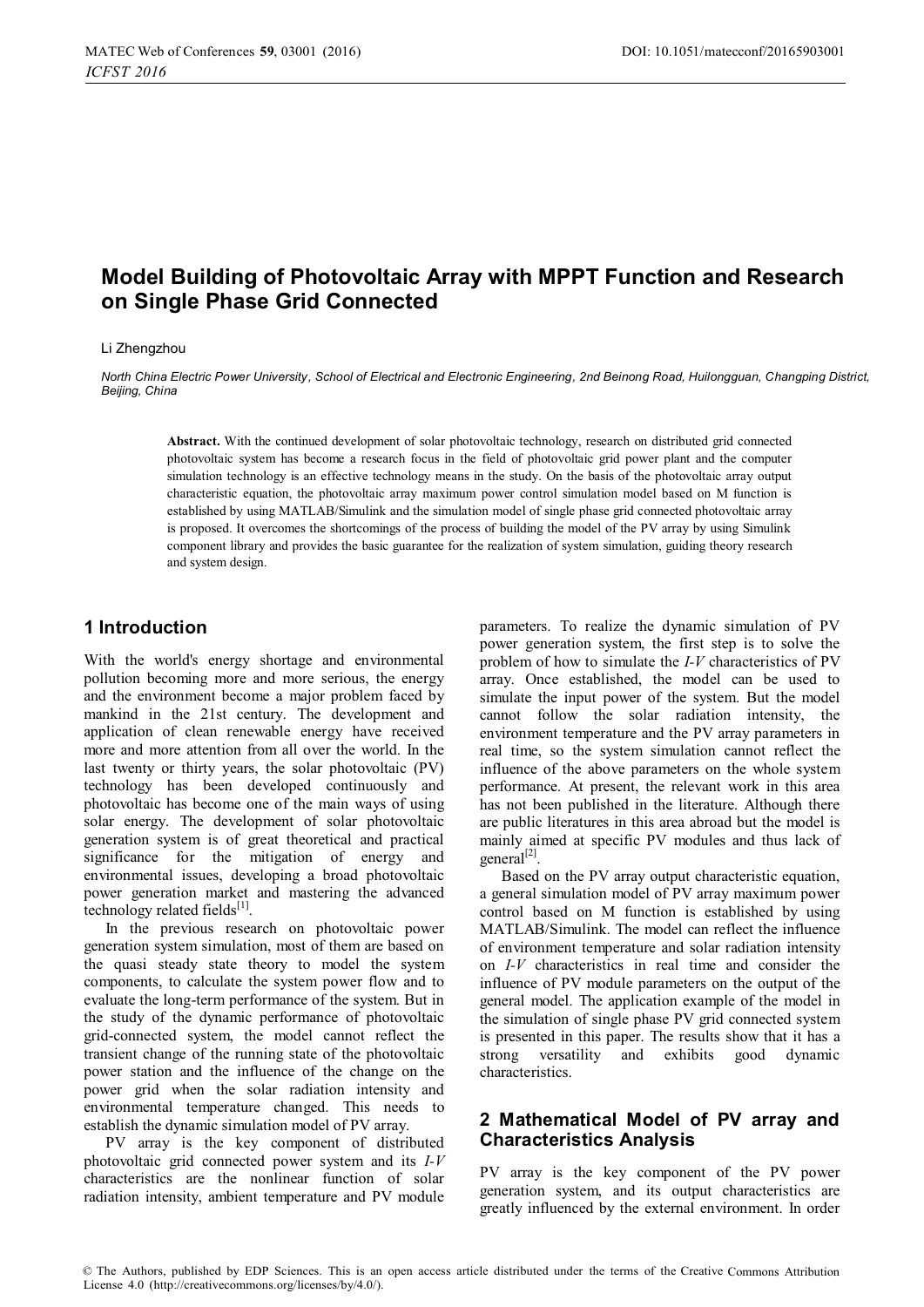# Model Building of Photovoltaic Array with MPPT Function and Research on Single Phase Grid Connected

Li Zhengzhou

*North China Electric Power University, School of Electrical and Electronic Engineering, 2nd Beinong Road, Huilongguan, Changping District, Beijing, China*

**Abstract.** With the continued development of solar photovoltaic technology, research on distributed grid connected photovoltaic system has become a research focus in the field of photovoltaic grid power plant and the computer simulation technology is an effective technology means in the study. On the basis of the photovoltaic array output characteristic equation, the photovoltaic array maximum power control simulation model based on M function is established by using MATLAB/Simulink and the simulation model of single phase grid connected photovoltaic array is proposed. It overcomes the shortcomings of the process of building the model of the PV array by using Simulink component library and provides the basic guarantee for the realization of system simulation, guiding theory research and system design.

## 1 Introduction

With the world's energy shortage and environmental pollution becoming more and more serious, the energy and the environment become a major problem faced by mankind in the 21st century. The development and application of clean renewable energy have received more and more attention from all over the world. In the last twenty or thirty years, the solar photovoltaic (PV) technology has been developed continuously and photovoltaic has become one of the main ways of using solar energy. The development of solar photovoltaic generation system is of great theoretical and practical significance for the mitigation of energy and environmental issues, developing a broad photovoltaic power generation market and mastering the advanced technology related fields[1].

In the previous research on photovoltaic power generation system simulation, most of them are based on the quasi steady state theory to model the system components, to calculate the system power flow and to evaluate the long-term performance of the system. But in the study of the dynamic performance of photovoltaic grid-connected system, the model cannot reflect the transient change of the running state of the photovoltaic power station and the influence of the change on the power grid when the solar radiation intensity and environmental temperature changed. This needs to establish the dynamic simulation model of PV array.

PV array is the key component of distributed photovoltaic grid connected power system and its *I-V* characteristics are the nonlinear function of solar radiation intensity, ambient temperature and PV module parameters. To realize the dynamic simulation of PV power generation system, the first step is to solve the problem of how to simulate the *I-V* characteristics of PV array. Once established, the model can be used to simulate the input power of the system. But the model cannot follow the solar radiation intensity, the environment temperature and the PV array parameters in real time, so the system simulation cannot reflect the influence of the above parameters on the whole system performance. At present, the relevant work in this area has not been published in the literature. Although there are public literatures in this area abroad but the model is mainly aimed at specific PV modules and thus lack of general[2].

Based on the PV array output characteristic equation, a general simulation model of PV array maximum power control based on M function is established by using MATLAB/Simulink. The model can reflect the influence of environment temperature and solar radiation intensity on *I-V* characteristics in real time and consider the influence of PV module parameters on the output of the general model. The application example of the model in the simulation of single phase PV grid connected system is presented in this paper. The results show that it has a strong versatility and exhibits good dynamic characteristics.

## 2 Mathematical Model of PV array and Characteristics Analysis

PV array is the key component of the PV power generation system, and its output characteristics are greatly influenced by the external environment. In order

© The Authors, published by EDP Sciences. This is an open access article distributed under the terms of the Creative Commons Attribution License 4.0 (http://creativecommons.org/licenses/by/4.0/).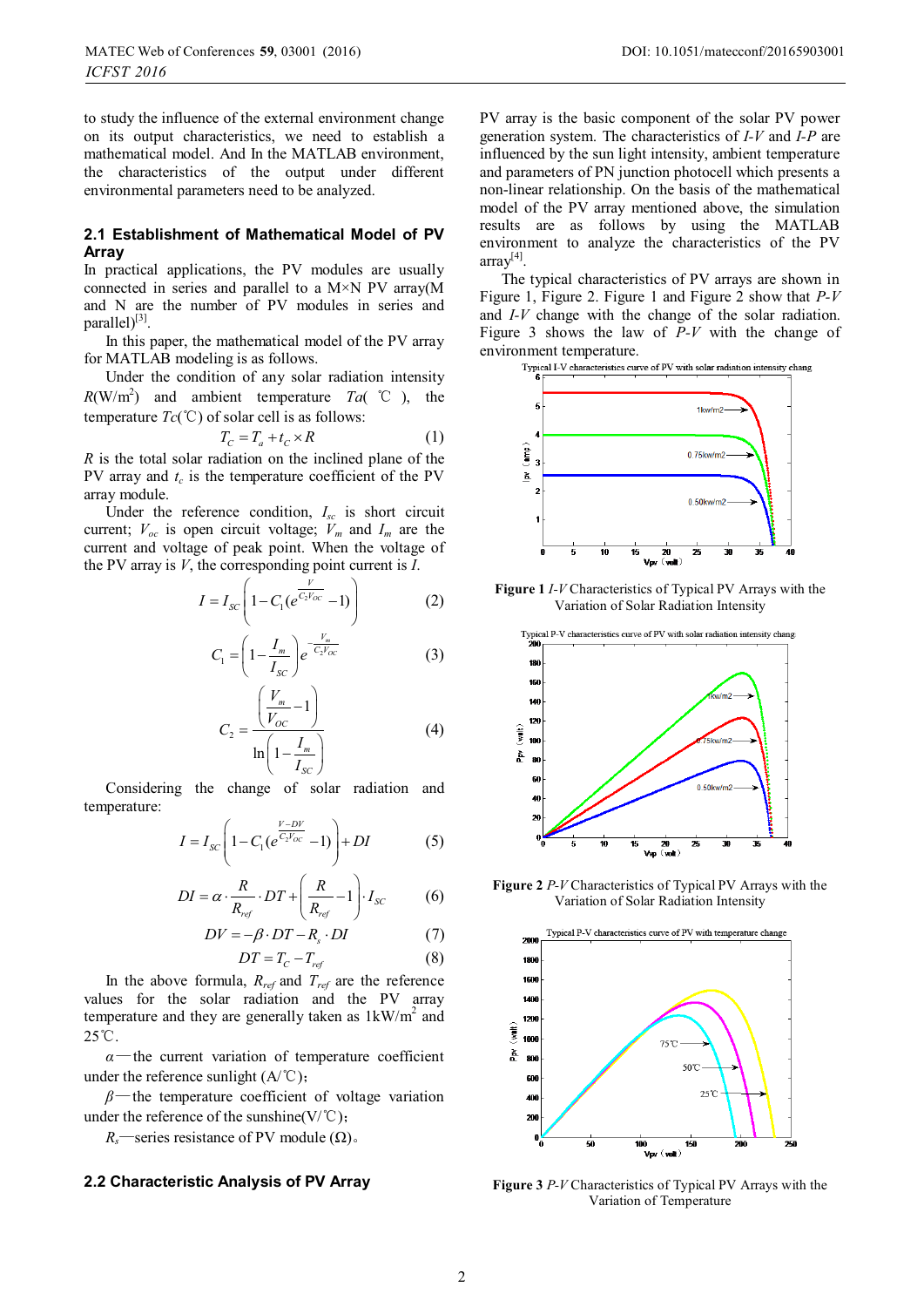to study the influence of the external environment change on its output characteristics, we need to establish a mathematical model. And In the MATLAB environment, the characteristics of the output under different environmental parameters need to be analyzed.

### 2.1 Establishment of Mathematical Model of PV Array

In practical applications, the PV modules are usually connected in series and parallel to a M×N PV array(M and N are the number of PV modules in series and parallel)[3].

In this paper, the mathematical model of the PV array for MATLAB modeling is as follows.

Under the condition of any solar radiation intensity $R$(W/m$^2$) and ambient temperature $Ta$( ℃ ), the temperature $Tc$(℃) of solar cell is as follows:

$$T_C = T_a + t_C \times R \tag{1}$$

$R$ is the total solar radiation on the inclined plane of the PV array and $t_c$ is the temperature coefficient of the PV array module.

Under the reference condition, $I_{sc}$ is short circuit current; $V_{oc}$ is open circuit voltage; $V_m$ and $I_m$ are the current and voltage of peak point. When the voltage of the PV array is $V$, the corresponding point current is $I$.

$$I = I_{SC}\left(1 - C_1\left(e^{\frac{V}{C_2 V_{OC}}} - 1\right)\right) \tag{2}$$

$$C_1 = \left(1 - \frac{I_m}{I_{SC}}\right) e^{-\frac{V_m}{C_2 V_{OC}}} \tag{3}$$

$$C_2 = \frac{\left(\frac{V_m}{V_{OC}} - 1\right)}{\ln\left(1 - \frac{I_m}{I_{SC}}\right)} \tag{4}$$

Considering the change of solar radiation and temperature:

$$I = I_{SC}\left(1 - C_1\left(e^{\frac{V - DV}{C_2 V_{OC}}} - 1\right)\right) + DI \tag{5}$$

$$DI = \alpha \cdot \frac{R}{R_{ref}} \cdot DT + \left(\frac{R}{R_{ref}} - 1\right) \cdot I_{SC} \tag{6}$$

$$DV = -\beta \cdot DT - R_s \cdot DI \tag{7}$$

$$DT = T_C - T_{ref} \tag{8}$$

In the above formula, $R_{ref}$ and $T_{ref}$ are the reference values for the solar radiation the PV array temperature and they are generally taken as 1kW/m$^2$ and 25℃.

$\alpha$—the current variation of temperature coefficient under the reference sunlight (A/℃);

$\beta$—the temperature coefficient of voltage variation under the reference of the sunshine(V/℃);

$R_s$—series resistance of PV module (Ω)。

### 2.2 Characteristic Analysis of PV Array

PV array is the basic component of the solar PV power generation system. The characteristics of *I-V* and *I-P* are influenced by the sun light intensity, ambient temperature and parameters of PN junction photocell which presents a non-linear relationship. On the basis of the mathematical model of the PV array mentioned above, the simulation results are as follows by using the MATLAB environment to analyze the characteristics of the PV array[4].

The typical characteristics of PV arrays are shown in Figure 1, Figure 2. Figure 1 and Figure 2 show that *P-V* and *I-V* change with the change of the solar radiation. Figure 3 shows the law of *P-V* with the change of environment temperature.

**Figure 1** *I-V* Characteristics of Typical PV Arrays with the Variation of Solar Radiation Intensity

**Figure 2** *P-V* Characteristics of Typical PV Arrays with the Variation of Solar Radiation Intensity

**Figure 3** *P-V* Characteristics of Typical PV Arrays with the Variation of Temperature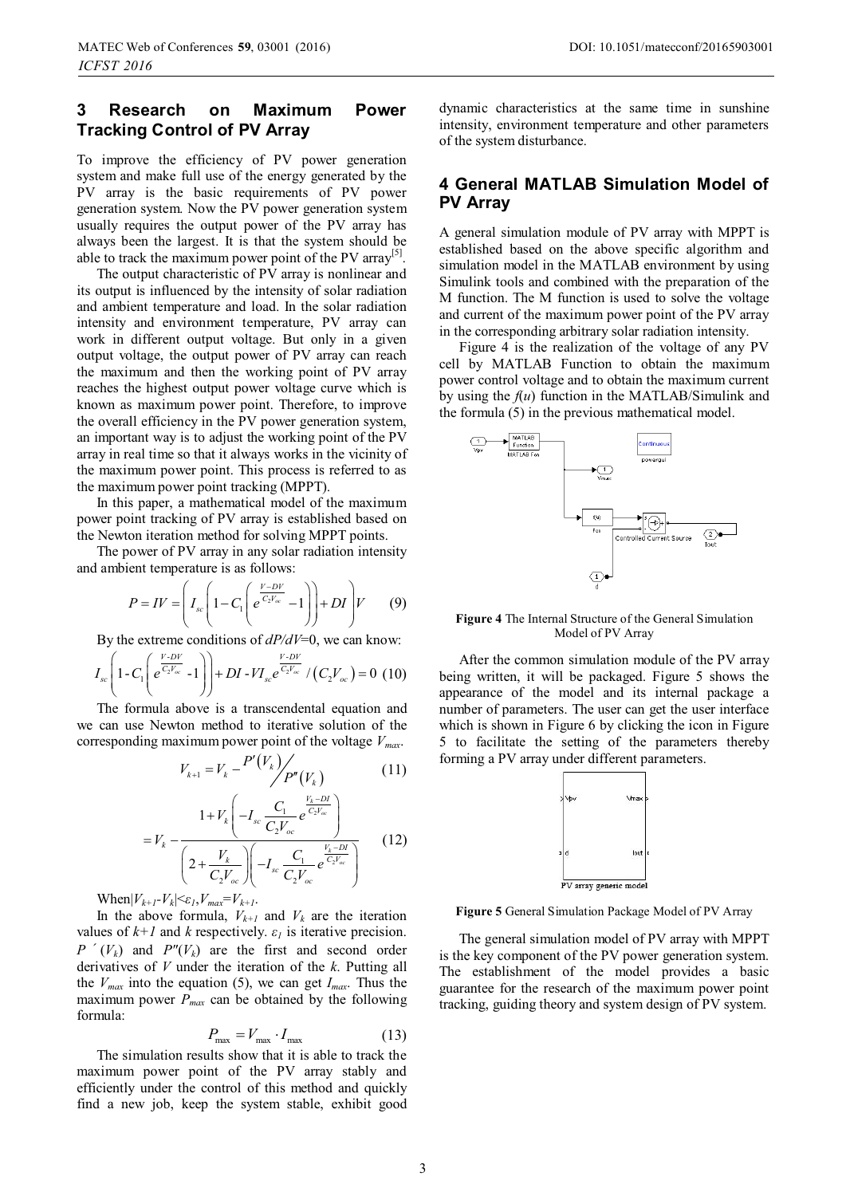## 3 Research on Maximum Power Tracking Control of PV Array

To improve the efficiency of PV power generation system and make full use of the energy generated by the PV array is the basic requirements of PV power generation system. Now the PV power generation system usually requires the output power of the PV array has always been the largest. It is that the system should be able to track the maximum power point of the PV array[5].

The output characteristic of PV array is nonlinear and its output is influenced by the intensity of solar radiation and ambient temperature and load. In the solar radiation intensity and environment temperature, PV array can work in different output voltage. But only in a given output voltage, the output power of PV array can reach the maximum and then the working point of PV array reaches the highest output power voltage curve which is known as maximum power point. Therefore, to improve the overall efficiency in the PV power generation system, an important way is to adjust the working point of the PV array in real time so that it always works in the vicinity of the maximum power point. This process is referred to as the maximum power point tracking (MPPT).

In this paper, a mathematical model of the maximum power point tracking of PV array is established based on the Newton iteration method for solving MPPT points.

The power of PV array in any solar radiation intensity and ambient temperature is as follows:

$$P = IV = \left( I_{sc}\left(1 - C_1\left(e^{\frac{V-DV}{C_2V_{oc}}} - 1\right)\right) + DI \right)V \qquad (9)$$

By the extreme conditions of $dP/dV$=0, we can know:

$$I_{sc}\left(1 - C_1\left(e^{\frac{V-DV}{C_2V_{oc}}} - 1\right)\right) + DI - VI_{sc}e^{\frac{V-DV}{C_2V_{oc}}} / \left(C_2V_{oc}\right) = 0 \qquad (10)$$

The formula above is a transcendental equation and we can use Newton method to iterative solution of the corresponding maximum power point of the voltage $V_{max}$.

$$V_{k+1} = V_k - P'(V_k) \big/ P''(V_k) \qquad (11)$$

$$= V_k - \frac{1 + V_k\left(-I_{sc}\dfrac{C_1}{C_2V_{oc}}e^{\frac{V_k-DI}{C_2V_{oc}}}\right)}{\left(2 + \dfrac{V_k}{C_2V_{oc}}\right)\left(-I_{sc}\dfrac{C_1}{C_2V_{oc}}e^{\frac{V_k-DI}{C_2V_{oc}}}\right)} \qquad (12)$$

When $|V_{k+1}-V_k|<\varepsilon_1, V_{max}=V_{k+1}$.

In the above formula, $V_{k+1}$ and $V_k$ are the iteration values of $k+1$ and $k$ respectively. $\varepsilon_1$ is iterative precision. $P'(V_k)$ and $P''(V_k)$ are the first and second order derivatives of $V$ under the iteration of the $k$. Putting all the $V_{max}$ into the equation (5), we can get $I_{max}$. Thus the maximum power $P_{max}$ can be obtained by the following formula:

$$P_{\max} = V_{\max} \cdot I_{\max} \qquad (13)$$

The simulation results show that it is able to track the maximum power point of the PV array stably and efficiently under the control of this method and quickly find a new job, keep the system stable, exhibit good dynamic characteristics at the same time in sunshine intensity, environment temperature and other parameters of the system disturbance.

## 4 General MATLAB Simulation Model of PV Array

A general simulation module of PV array with MPPT is established based on the above specific algorithm and simulation model in the MATLAB environment by using Simulink tools and combined with the preparation of the M function. The M function is used to solve the voltage and current of the maximum power point of the PV array in the corresponding arbitrary solar radiation intensity.

Figure 4 is the realization of the voltage of any PV cell by MATLAB Function to obtain the maximum power control voltage and to obtain the maximum current by using the $f(u)$ function in the MATLAB/Simulink and the formula (5) in the previous mathematical model.

**Figure 4** The Internal Structure of the General Simulation Model of PV Array

After the common simulation module of the PV array being written, it will be packaged. Figure 5 shows the appearance of the model and its internal package a number of parameters. The user can get the user interface which is shown in Figure 6 by clicking the icon in Figure 5 to facilitate the setting of the parameters thereby forming a PV array under different parameters.

**Figure 5** General Simulation Package Model of PV Array

The general simulation model of PV array with MPPT is the key component of the PV power generation system. The establishment of the model provides a basic guarantee for the research of the maximum power point tracking, guiding theory and system design of PV system.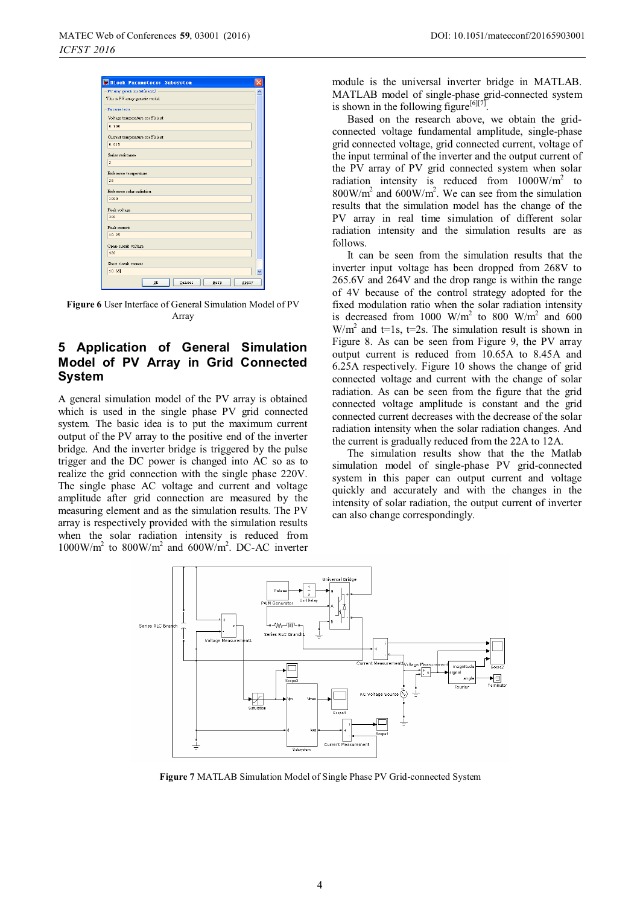Figure 6 User Interface of General Simulation Model of PV Array

## 5 Application of General Simulation Model of PV Array in Grid Connected System

A general simulation model of the PV array is obtained which is used in the single phase PV grid connected system. The basic idea is to put the maximum current output of the PV array to the positive end of the inverter bridge. And the inverter bridge is triggered by the pulse trigger and the DC power is changed into AC so as to realize the grid connection with the single phase 220V. The single phase AC voltage and current and voltage amplitude after grid connection are measured by the measuring element and as the simulation results. The PV array is respectively provided with the simulation results when the solar radiation intensity is reduced from 1000W/m$^2$ to 800W/m$^2$ and 600W/m$^2$. DC-AC inverter module is the universal inverter bridge in MATLAB. MATLAB model of single-phase grid-connected system is shown in the following figure[6][7].

Based on the research above, we obtain the grid-connected voltage fundamental amplitude, single-phase grid connected voltage, grid connected current, voltage of the input terminal of the inverter and the output current of the PV array of PV grid connected system when solar radiation intensity is reduced from 1000W/m$^2$ to 800W/m$^2$ and 600W/m$^2$. We can see from the simulation results that the simulation model has the change of the PV array in real time simulation of different solar radiation intensity and the simulation results are as follows.

It can be seen from the simulation results that the inverter input voltage has been dropped from 268V to 265.6V and 264V and the drop range is within the range of 4V because of the control strategy adopted for the fixed modulation ratio when the solar radiation intensity is decreased from 1000 W/m$^2$ to 800 W/m$^2$ and 600 W/m$^2$ and t=1s, t=2s. The simulation result is shown in Figure 8. As can be seen from Figure 9, the PV array output current is reduced from 10.65A to 8.45A and 6.25A respectively. Figure 10 shows the change of grid connected voltage and current with the change of solar radiation. As can be seen from the figure that the grid connected voltage amplitude is constant and the grid connected current decreases with the decrease of the solar radiation intensity when the solar radiation changes. And the current is gradually reduced from the 22A to 12A.

The simulation results show that the the Matlab simulation model of single-phase PV grid-connected system in this paper can output current and voltage quickly and accurately and with the changes in the intensity of solar radiation, the output current of inverter can also change correspondingly.

Figure 7 MATLAB Simulation Model of Single Phase PV Grid-connected System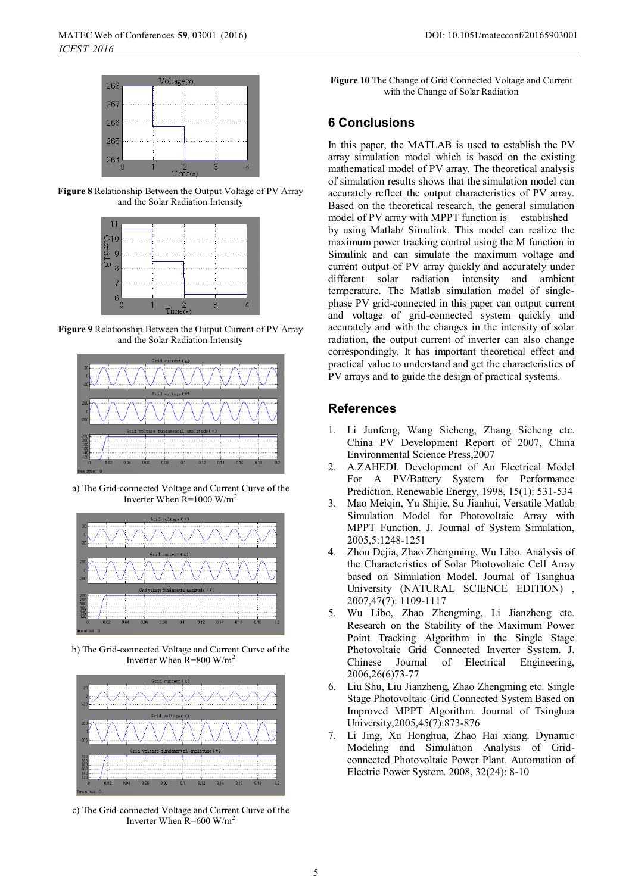Voltage(V)

268

267

266

265

264

0 1 2 3 4

Time(s)

**Figure 8** Relationship Between the Output Voltage of PV Array and the Solar Radiation Intensity

Current (A)

11

10

9

8

7

6

0 1 2 3 4

Time(s)

**Figure 9** Relationship Between the Output Current of PV Array and the Solar Radiation Intensity

Grid current (A)

Grid voltage (V)

Grid voltage fundamental amplitude (V)

a) The Grid-connected Voltage and Current Curve of the Inverter When R=1000 W/m$^2$

Grid voltage (V)

Grid current (A)

Grid voltage fundamental amplitude (V)

b) The Grid-connected Voltage and Current Curve of the Inverter When R=800 W/m$^2$

Grid current (A)

Grid voltage (V)

Grid voltage fundamental amplitude (V)

c) The Grid-connected Voltage and Current Curve of the Inverter When R=600 W/m$^2$

**Figure 10** The Change of Grid Connected Voltage and Current with the Change of Solar Radiation

## 6 Conclusions

In this paper, the MATLAB is used to establish the PV array simulation model which is based on the existing mathematical model of PV array. The theoretical analysis of simulation results shows that the simulation model can accurately reflect the output characteristics of PV array. Based on the theoretical research, the general simulation model of PV array with MPPT function is established by using Matlab/ Simulink. This model can realize the maximum power tracking control using the M function in Simulink and can simulate the maximum voltage and current output of PV array quickly and accurately under different solar radiation intensity and ambient temperature. The Matlab simulation model of single-phase PV grid-connected in this paper can output current and voltage of grid-connected system quickly and accurately and with the changes in the intensity of solar radiation, the output current of inverter can also change correspondingly. It has important theoretical effect and practical value to understand and get the characteristics of PV arrays and to guide the design of practical systems.

## References

1. Li Junfeng, Wang Sicheng, Zhang Sicheng etc. China PV Development Report of 2007, China Environmental Science Press,2007
2. A.ZAHEDI. Development of An Electrical Model For A PV/Battery System for Performance Prediction. Renewable Energy, 1998, 15(1): 531-534
3. Mao Meiqin, Yu Shijie, Su Jianhui, Versatile Matlab Simulation Model for Photovoltaic Array with MPPT Function. J. Journal of System Simulation, 2005,5:1248-1251
4. Zhou Dejia, Zhao Zhengming, Wu Libo. Analysis of the Characteristics of Solar Photovoltaic Cell Array based on Simulation Model. Journal of Tsinghua University (NATURAL SCIENCE EDITION) , 2007,47(7): 1109-1117
5. Wu Libo, Zhao Zhengming, Li Jianzheng etc. Research on the Stability of the Maximum Power Point Tracking Algorithm in the Single Stage Photovoltaic Grid Connected Inverter System. J. Chinese Journal of Electrical Engineering, 2006,26(6)73-77
6. Liu Shu, Liu Jianzheng, Zhao Zhengming etc. Single Stage Photovoltaic Grid Connected System Based on Improved MPPT Algorithm. Journal of Tsinghua University,2005,45(7):873-876
7. Li Jing, Xu Honghua, Zhao Hai xiang. Dynamic Modeling and Simulation Analysis of Grid-connected Photovoltaic Power Plant. Automation of Electric Power System. 2008, 32(24): 8-10